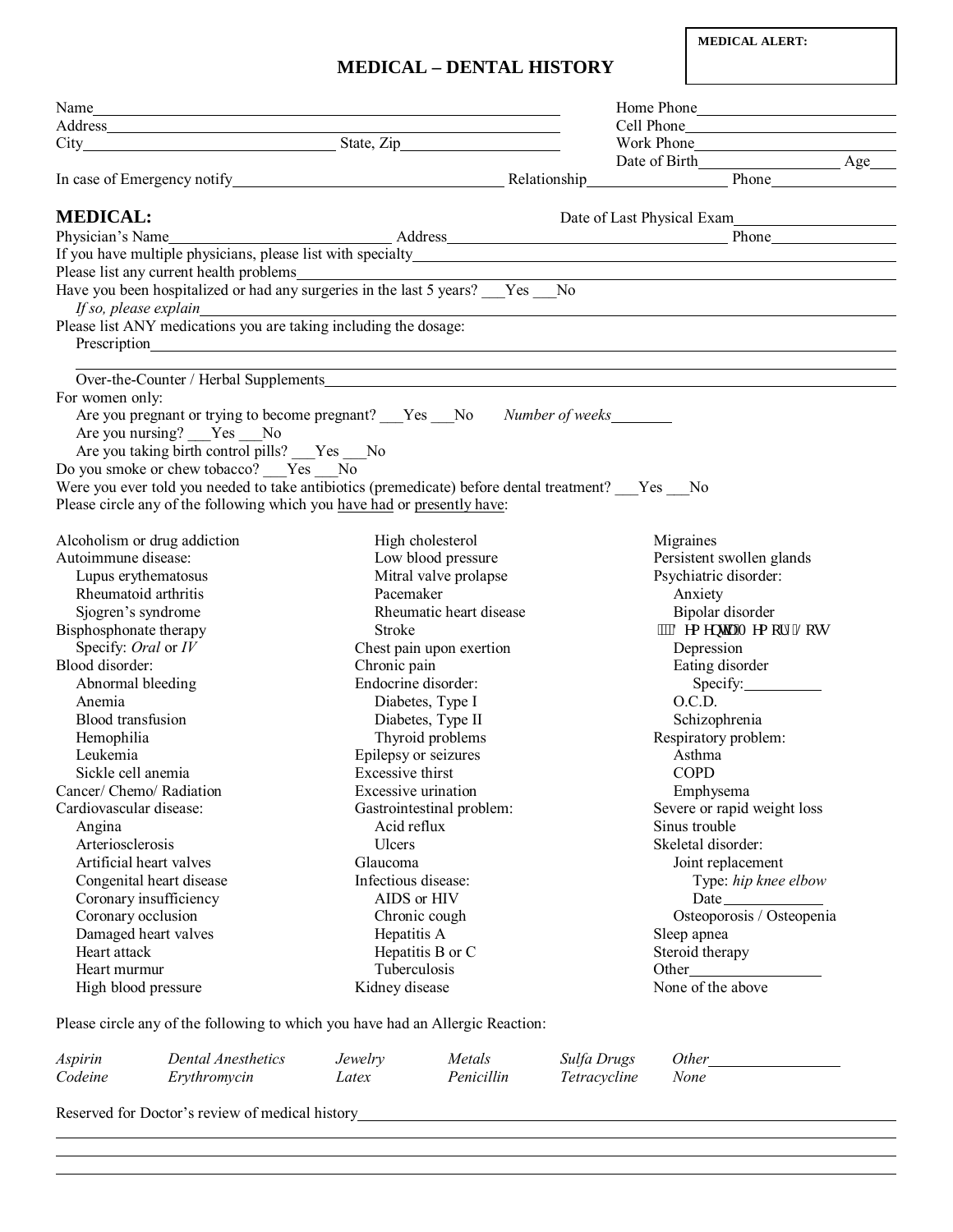**MEDICAL ALERT:**

# MEDICAL – DENTAL HISTORY

Name\_\_\_\_\_\_\_\_\_\_\_\_\_\_\_\_\_\_\_\_\_\_\_\_\_\_\_\_ Home Phone\_\_\_\_\_\_\_\_\_\_\_\_\_\_\_\_\_\_

Address\_\_\_\_\_\_\_\_\_\_\_\_\_\_\_\_\_\_\_\_\_\_\_\_\_\_\_\_ Cell Phone\_\_\_\_\_\_\_\_\_\_\_\_\_\_\_\_\_\_

City\_\_\_\_\_\_\_\_\_\_\_\_\_\_\_\_\_\_ State, Zip\_\_\_\_\_\_\_\_\_\_\_\_\_\_ Work Phone\_\_\_\_\_\_\_\_\_\_\_\_\_\_\_\_\_\_

Date of Birth\_\_\_\_\_\_\_\_\_\_\_\_ Age\_\_\_

In case of Emergency notify\_\_\_\_\_\_\_\_\_\_\_\_\_\_\_\_\_\_\_\_ Relationship\_\_\_\_\_\_\_\_\_\_\_\_ Phone\_\_\_\_\_\_\_\_\_\_\_\_

## MEDICAL:

Date of Last Physical Exam\_\_\_\_\_\_\_\_\_\_\_\_\_\_\_\_\_\_

Physician's Name\_\_\_\_\_\_\_\_\_\_\_\_\_\_\_\_\_\_ Address\_\_\_\_\_\_\_\_\_\_\_\_\_\_\_\_\_\_\_\_\_\_\_\_ Phone\_\_\_\_\_\_\_\_\_\_\_\_

If you have multiple physicians, please list with specialty\_\_\_\_\_\_\_\_\_\_\_\_\_\_\_\_\_\_\_\_\_\_\_\_\_\_\_\_

Please list any current health problems\_\_\_\_\_\_\_\_\_\_\_\_\_\_\_\_\_\_\_\_\_\_\_\_\_\_\_\_

Have you been hospitalized or had any surgeries in the last 5 years? \_\_\_Yes \_\_\_No

*If so, please explain*\_\_\_\_\_\_\_\_\_\_\_\_\_\_\_\_\_\_\_\_\_\_\_\_\_\_\_\_

Please list ANY medications you are taking including the dosage:

Prescription\_\_\_\_\_\_\_\_\_\_\_\_\_\_\_\_\_\_\_\_\_\_\_\_\_\_\_\_

\_\_\_\_\_\_\_\_\_\_\_\_\_\_\_\_\_\_\_\_\_\_\_\_\_\_\_\_

Over-the-Counter / Herbal Supplements\_\_\_\_\_\_\_\_\_\_\_\_\_\_\_\_\_\_\_\_\_\_\_\_\_\_\_\_

For women only:

Are you pregnant or trying to become pregnant? \_\_\_Yes \_\_\_No *Number of weeks*\_\_\_\_\_\_\_

Are you nursing? \_\_\_Yes \_\_\_No

Are you taking birth control pills? \_\_\_Yes \_\_\_No

Do you smoke or chew tobacco? \_\_\_Yes \_\_\_No

Were you ever told you needed to take antibiotics (premedicate) before dental treatment? \_\_\_Yes \_\_\_No

Please circle any of the following which you <u>have had</u> or <u>presently have</u>:

Alcoholism or drug addiction
Autoimmune disease:
- Lupus erythematosus
- Rheumatoid arthritis
- Sjogren's syndrome

Bisphosphonate therapy
- Specify: *Oral* or *IV*

Blood disorder:
- Abnormal bleeding
- Anemia
- Blood transfusion
- Hemophilia
- Leukemia
- Sickle cell anemia

Cancer/ Chemo/ Radiation
Cardiovascular disease:
- Angina
- Arteriosclerosis
- Artificial heart valves
- Congenital heart disease
- Coronary insufficiency
- Coronary occlusion
- Damaged heart valves
- Heart attack
- Heart murmur
- High blood pressure
- High cholesterol
- Low blood pressure
- Mitral valve prolapse
- Pacemaker
- Rheumatic heart disease
- Stroke

Chest pain upon exertion
Chronic pain
Endocrine disorder:
- Diabetes, Type I
- Diabetes, Type II
- Thyroid problems

Epilepsy or seizures
Excessive thirst
Excessive urination
Gastrointestinal problem:
- Acid reflux
- Ulcers

Glaucoma
Infectious disease:
- AIDS or HIV
- Chronic cough
- Hepatitis A
- Hepatitis B or C
- Tuberculosis

Kidney disease
Migraines
Persistent swollen glands
Psychiatric disorder:
- Anxiety
- Bipolar disorder
- Dementia/Memory Loss
- Depression
- Eating disorder
  - Specify:\_\_\_\_\_\_\_\_\_\_
- O.C.D.
- Schizophrenia

Respiratory problem:
- Asthma
- COPD
- Emphysema

Severe or rapid weight loss
Sinus trouble
Skeletal disorder:
- Joint replacement
  - Type: *hip knee elbow*
  - Date\_\_\_\_\_\_\_\_\_\_
- Osteoporosis / Osteopenia

Sleep apnea
Steroid therapy
Other\_\_\_\_\_\_\_\_\_\_
None of the above

Please circle any of the following to which you have had an Allergic Reaction:

| *Aspirin* | *Dental Anesthetics* | *Jewelry* | *Metals* | *Sulfa Drugs* | *Other*\_\_\_\_\_\_\_\_ |
|---|---|---|---|---|---|
| *Codeine* | *Erythromycin* | *Latex* | *Penicillin* | *Tetracycline* | *None* |

Reserved for Doctor's review of medical history\_\_\_\_\_\_\_\_\_\_\_\_\_\_\_\_\_\_\_\_\_\_\_\_\_\_\_\_

\_\_\_\_\_\_\_\_\_\_\_\_\_\_\_\_\_\_\_\_\_\_\_\_\_\_\_\_

\_\_\_\_\_\_\_\_\_\_\_\_\_\_\_\_\_\_\_\_\_\_\_\_\_\_\_\_

\_\_\_\_\_\_\_\_\_\_\_\_\_\_\_\_\_\_\_\_\_\_\_\_\_\_\_\_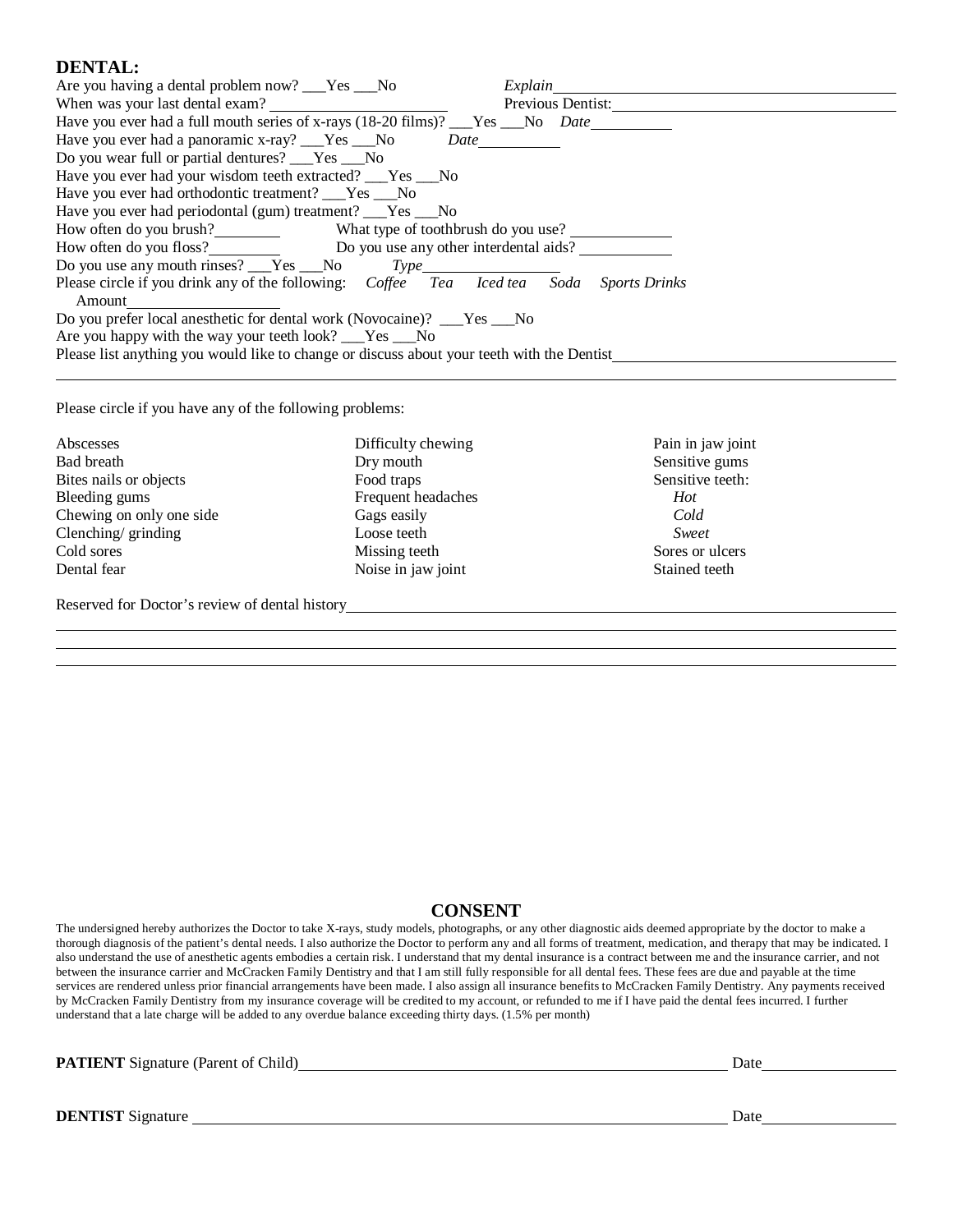## DENTAL:

Are you having a dental problem now? ___Yes ___No *Explain*\_\_\_\_\_\_\_\_\_\_\_\_\_\_\_\_\_\_\_\_

When was your last dental exam? \_\_\_\_\_\_\_\_\_\_\_\_\_\_\_\_ Previous Dentist:\_\_\_\_\_\_\_\_\_\_\_\_\_\_\_\_\_\_\_\_

Have you ever had a full mouth series of x-rays (18-20 films)? ___Yes ___No *Date*\_\_\_\_\_\_\_\_\_\_

Have you ever had a panoramic x-ray? ___Yes ___No *Date*\_\_\_\_\_\_\_\_\_\_

Do you wear full or partial dentures? ___Yes ___No

Have you ever had your wisdom teeth extracted? ___Yes ___No

Have you ever had orthodontic treatment? ___Yes ___No

Have you ever had periodontal (gum) treatment? ___Yes ___No

How often do you brush?\_\_\_\_\_\_\_\_ What type of toothbrush do you use? \_\_\_\_\_\_\_\_\_\_\_\_

How often do you floss?\_\_\_\_\_\_\_\_ Do you use any other interdental aids? \_\_\_\_\_\_\_\_\_\_\_\_

Do you use any mouth rinses? ___Yes ___No *Type*\_\_\_\_\_\_\_\_\_\_\_\_\_\_\_\_

Please circle if you drink any of the following: *Coffee Tea Iced tea Soda Sports Drinks*

Amount\_\_\_\_\_\_\_\_\_\_\_\_\_\_\_\_

Do you prefer local anesthetic for dental work (Novocaine)? ___Yes ___No

Are you happy with the way your teeth look? ___Yes ___No

Please list anything you would like to change or discuss about your teeth with the Dentist\_\_\_\_\_\_\_\_\_\_\_\_\_\_\_\_\_\_\_\_

\_\_\_\_\_\_\_\_\_\_\_\_\_\_\_\_\_\_\_\_\_\_\_\_\_\_\_\_\_\_\_\_\_\_\_\_\_\_\_\_

Please circle if you have any of the following problems:

| | | |
|---|---|---|
| Abscesses | Difficulty chewing | Pain in jaw joint |
| Bad breath | Dry mouth | Sensitive gums |
| Bites nails or objects | Food traps | Sensitive teeth: |
| Bleeding gums | Frequent headaches | *Hot* |
| Chewing on only one side | Gags easily | *Cold* |
| Clenching/ grinding | Loose teeth | *Sweet* |
| Cold sores | Missing teeth | Sores or ulcers |
| Dental fear | Noise in jaw joint | Stained teeth |

Reserved for Doctor's review of dental history\_\_\_\_\_\_\_\_\_\_\_\_\_\_\_\_\_\_\_\_\_\_\_\_\_\_\_\_\_\_\_\_\_\_\_\_\_\_\_\_

\_\_\_\_\_\_\_\_\_\_\_\_\_\_\_\_\_\_\_\_\_\_\_\_\_\_\_\_\_\_\_\_\_\_\_\_\_\_\_\_

\_\_\_\_\_\_\_\_\_\_\_\_\_\_\_\_\_\_\_\_\_\_\_\_\_\_\_\_\_\_\_\_\_\_\_\_\_\_\_\_

\_\_\_\_\_\_\_\_\_\_\_\_\_\_\_\_\_\_\_\_\_\_\_\_\_\_\_\_\_\_\_\_\_\_\_\_\_\_\_\_

## CONSENT

The undersigned hereby authorizes the Doctor to take X-rays, study models, photographs, or any other diagnostic aids deemed appropriate by the doctor to make a thorough diagnosis of the patient's dental needs. I also authorize the Doctor to perform any and all forms of treatment, medication, and therapy that may be indicated. I also understand the use of anesthetic agents embodies a certain risk. I understand that my dental insurance is a contract between me and the insurance carrier, and not between the insurance carrier and McCracken Family Dentistry and that I am still fully responsible for all dental fees. These fees are due and payable at the time services are rendered unless prior financial arrangements have been made. I also assign all insurance benefits to McCracken Family Dentistry. Any payments received by McCracken Family Dentistry from my insurance coverage will be credited to my account, or refunded to me if I have paid the dental fees incurred. I further understand that a late charge will be added to any overdue balance exceeding thirty days. (1.5% per month)

**PATIENT** Signature (Parent of Child)\_\_\_\_\_\_\_\_\_\_\_\_\_\_\_\_\_\_\_\_\_\_\_\_\_\_\_\_\_\_\_\_ Date\_\_\_\_\_\_\_\_\_\_\_\_\_\_\_\_

**DENTIST** Signature \_\_\_\_\_\_\_\_\_\_\_\_\_\_\_\_\_\_\_\_\_\_\_\_\_\_\_\_\_\_\_\_ Date\_\_\_\_\_\_\_\_\_\_\_\_\_\_\_\_